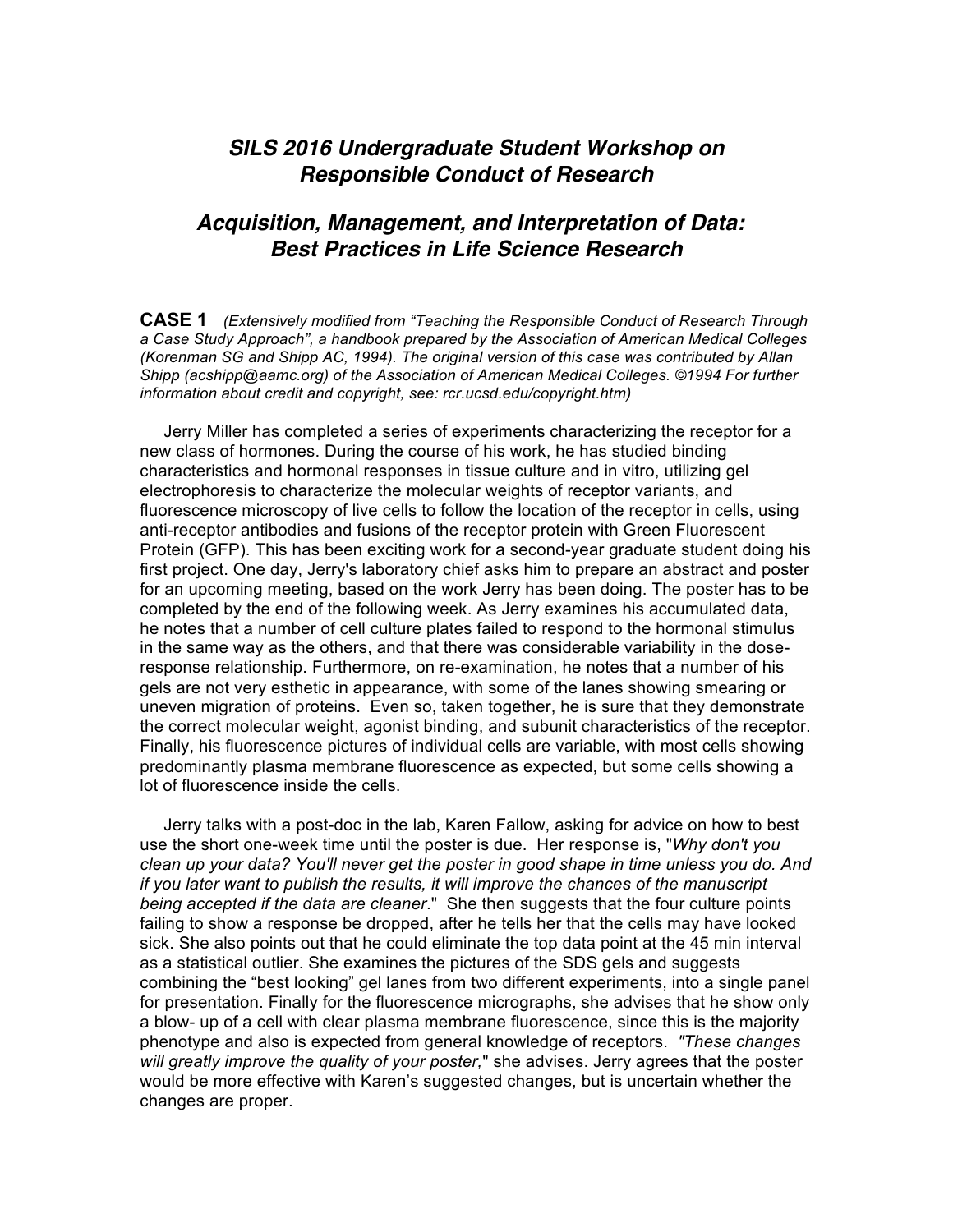# *SILS 2016 Undergraduate Student Workshop on Responsible Conduct of Research*

## *Acquisition, Management, and Interpretation of Data: Best Practices in Life Science Research*

**CASE 1** *(Extensively modified from "Teaching the Responsible Conduct of Research Through a Case Study Approach", a handbook prepared by the Association of American Medical Colleges (Korenman SG and Shipp AC, 1994). The original version of this case was contributed by Allan Shipp (acshipp@aamc.org) of the Association of American Medical Colleges. ©1994 For further information about credit and copyright, see: rcr.ucsd.edu/copyright.htm)*

Jerry Miller has completed a series of experiments characterizing the receptor for a new class of hormones. During the course of his work, he has studied binding characteristics and hormonal responses in tissue culture and in vitro, utilizing gel electrophoresis to characterize the molecular weights of receptor variants, and fluorescence microscopy of live cells to follow the location of the receptor in cells, using anti-receptor antibodies and fusions of the receptor protein with Green Fluorescent Protein (GFP). This has been exciting work for a second-year graduate student doing his first project. One day, Jerry's laboratory chief asks him to prepare an abstract and poster for an upcoming meeting, based on the work Jerry has been doing. The poster has to be completed by the end of the following week. As Jerry examines his accumulated data, he notes that a number of cell culture plates failed to respond to the hormonal stimulus in the same way as the others, and that there was considerable variability in the dose-response relationship. Furthermore, on re-examination, he notes that a number of his gels are not very esthetic in appearance, with some of the lanes showing smearing or uneven migration of proteins. Even so, taken together, he is sure that they demonstrate the correct molecular weight, agonist binding, and subunit characteristics of the receptor. Finally, his fluorescence pictures of individual cells are variable, with most cells showing predominantly plasma membrane fluorescence as expected, but some cells showing a lot of fluorescence inside the cells.

Jerry talks with a post-doc in the lab, Karen Fallow, asking for advice on how to best use the short one-week time until the poster is due. Her response is, "*Why don't you clean up your data? You'll never get the poster in good shape in time unless you do. And if you later want to publish the results, it will improve the chances of the manuscript being accepted if the data are cleaner*." She then suggests that the four culture points failing to show a response be dropped, after he tells her that the cells may have looked sick. She also points out that he could eliminate the top data point at the 45 min interval as a statistical outlier. She examines the pictures of the SDS gels and suggests combining the "best looking" gel lanes from two different experiments, into a single panel for presentation. Finally for the fluorescence micrographs, she advises that he show only a blow- up of a cell with clear plasma membrane fluorescence, since this is the majority phenotype and also is expected from general knowledge of receptors. *"These changes will greatly improve the quality of your poster,"* she advises. Jerry agrees that the poster would be more effective with Karen's suggested changes, but is uncertain whether the changes are proper.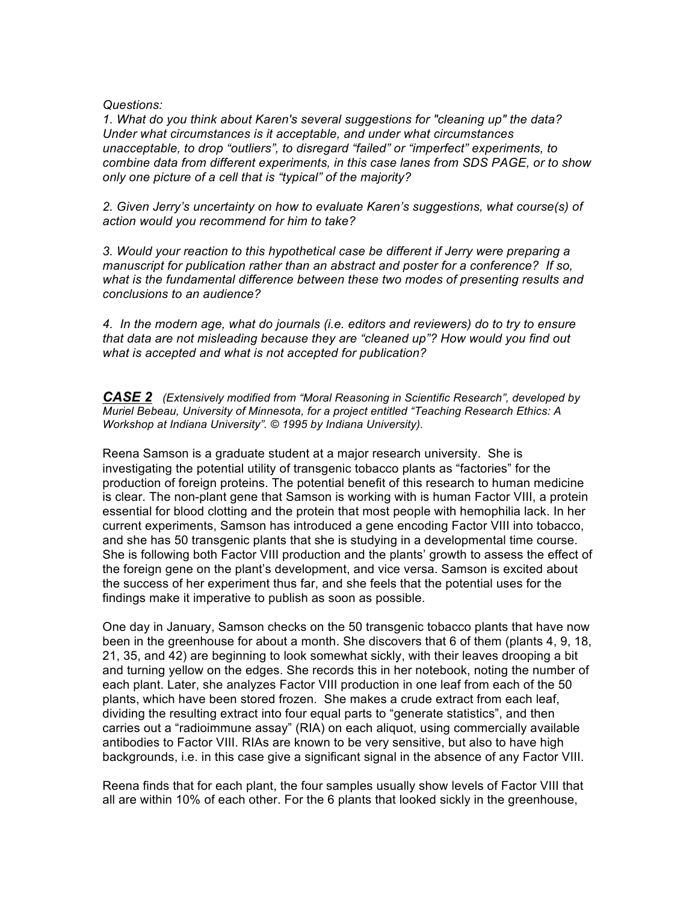*Questions:*

*1. What do you think about Karen's several suggestions for "cleaning up" the data? Under what circumstances is it acceptable, and under what circumstances unacceptable, to drop "outliers", to disregard "failed" or "imperfect" experiments, to combine data from different experiments, in this case lanes from SDS PAGE, or to show only one picture of a cell that is "typical" of the majority?*

*2. Given Jerry's uncertainty on how to evaluate Karen's suggestions, what course(s) of action would you recommend for him to take?*

*3. Would your reaction to this hypothetical case be different if Jerry were preparing a manuscript for publication rather than an abstract and poster for a conference? If so, what is the fundamental difference between these two modes of presenting results and conclusions to an audience?*

*4. In the modern age, what do journals (i.e. editors and reviewers) do to try to ensure that data are not misleading because they are "cleaned up"? How would you find out what is accepted and what is not accepted for publication?*

***CASE 2*** *(Extensively modified from "Moral Reasoning in Scientific Research", developed by Muriel Bebeau, University of Minnesota, for a project entitled "Teaching Research Ethics: A Workshop at Indiana University". © 1995 by Indiana University).*

Reena Samson is a graduate student at a major research university. She is investigating the potential utility of transgenic tobacco plants as "factories" for the production of foreign proteins. The potential benefit of this research to human medicine is clear. The non-plant gene that Samson is working with is human Factor VIII, a protein essential for blood clotting and the protein that most people with hemophilia lack. In her current experiments, Samson has introduced a gene encoding Factor VIII into tobacco, and she has 50 transgenic plants that she is studying in a developmental time course. She is following both Factor VIII production and the plants' growth to assess the effect of the foreign gene on the plant's development, and vice versa. Samson is excited about the success of her experiment thus far, and she feels that the potential uses for the findings make it imperative to publish as soon as possible.

One day in January, Samson checks on the 50 transgenic tobacco plants that have now been in the greenhouse for about a month. She discovers that 6 of them (plants 4, 9, 18, 21, 35, and 42) are beginning to look somewhat sickly, with their leaves drooping a bit and turning yellow on the edges. She records this in her notebook, noting the number of each plant. Later, she analyzes Factor VIII production in one leaf from each of the 50 plants, which have been stored frozen. She makes a crude extract from each leaf, dividing the resulting extract into four equal parts to "generate statistics", and then carries out a "radioimmune assay" (RIA) on each aliquot, using commercially available antibodies to Factor VIII. RIAs are known to be very sensitive, but also to have high backgrounds, i.e. in this case give a significant signal in the absence of any Factor VIII.

Reena finds that for each plant, the four samples usually show levels of Factor VIII that all are within 10% of each other. For the 6 plants that looked sickly in the greenhouse,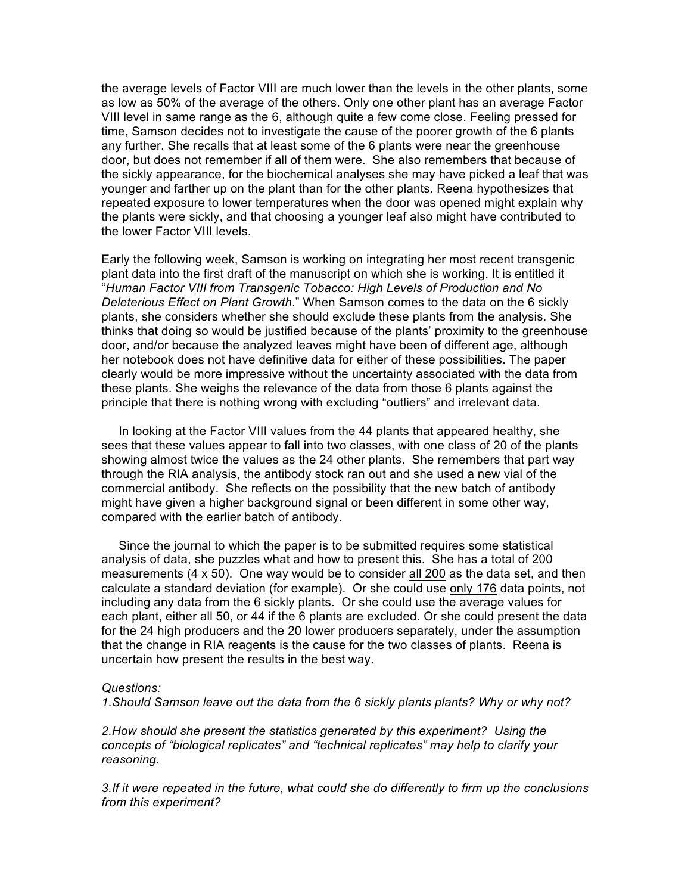the average levels of Factor VIII are much lower than the levels in the other plants, some as low as 50% of the average of the others. Only one other plant has an average Factor VIII level in same range as the 6, although quite a few come close. Feeling pressed for time, Samson decides not to investigate the cause of the poorer growth of the 6 plants any further. She recalls that at least some of the 6 plants were near the greenhouse door, but does not remember if all of them were. She also remembers that because of the sickly appearance, for the biochemical analyses she may have picked a leaf that was younger and farther up on the plant than for the other plants. Reena hypothesizes that repeated exposure to lower temperatures when the door was opened might explain why the plants were sickly, and that choosing a younger leaf also might have contributed to the lower Factor VIII levels.

Early the following week, Samson is working on integrating her most recent transgenic plant data into the first draft of the manuscript on which she is working. It is entitled it "*Human Factor VIII from Transgenic Tobacco: High Levels of Production and No Deleterious Effect on Plant Growth*." When Samson comes to the data on the 6 sickly plants, she considers whether she should exclude these plants from the analysis. She thinks that doing so would be justified because of the plants' proximity to the greenhouse door, and/or because the analyzed leaves might have been of different age, although her notebook does not have definitive data for either of these possibilities. The paper clearly would be more impressive without the uncertainty associated with the data from these plants. She weighs the relevance of the data from those 6 plants against the principle that there is nothing wrong with excluding "outliers" and irrelevant data.

In looking at the Factor VIII values from the 44 plants that appeared healthy, she sees that these values appear to fall into two classes, with one class of 20 of the plants showing almost twice the values as the 24 other plants. She remembers that part way through the RIA analysis, the antibody stock ran out and she used a new vial of the commercial antibody. She reflects on the possibility that the new batch of antibody might have given a higher background signal or been different in some other way, compared with the earlier batch of antibody.

Since the journal to which the paper is to be submitted requires some statistical analysis of data, she puzzles what and how to present this. She has a total of 200 measurements (4 x 50). One way would be to consider all 200 as the data set, and then calculate a standard deviation (for example). Or she could use only 176 data points, not including any data from the 6 sickly plants. Or she could use the average values for each plant, either all 50, or 44 if the 6 plants are excluded. Or she could present the data for the 24 high producers and the 20 lower producers separately, under the assumption that the change in RIA reagents is the cause for the two classes of plants. Reena is uncertain how present the results in the best way.

*Questions:*

*1.Should Samson leave out the data from the 6 sickly plants plants? Why or why not?*

*2.How should she present the statistics generated by this experiment? Using the concepts of "biological replicates" and "technical replicates" may help to clarify your reasoning.*

*3.If it were repeated in the future, what could she do differently to firm up the conclusions from this experiment?*